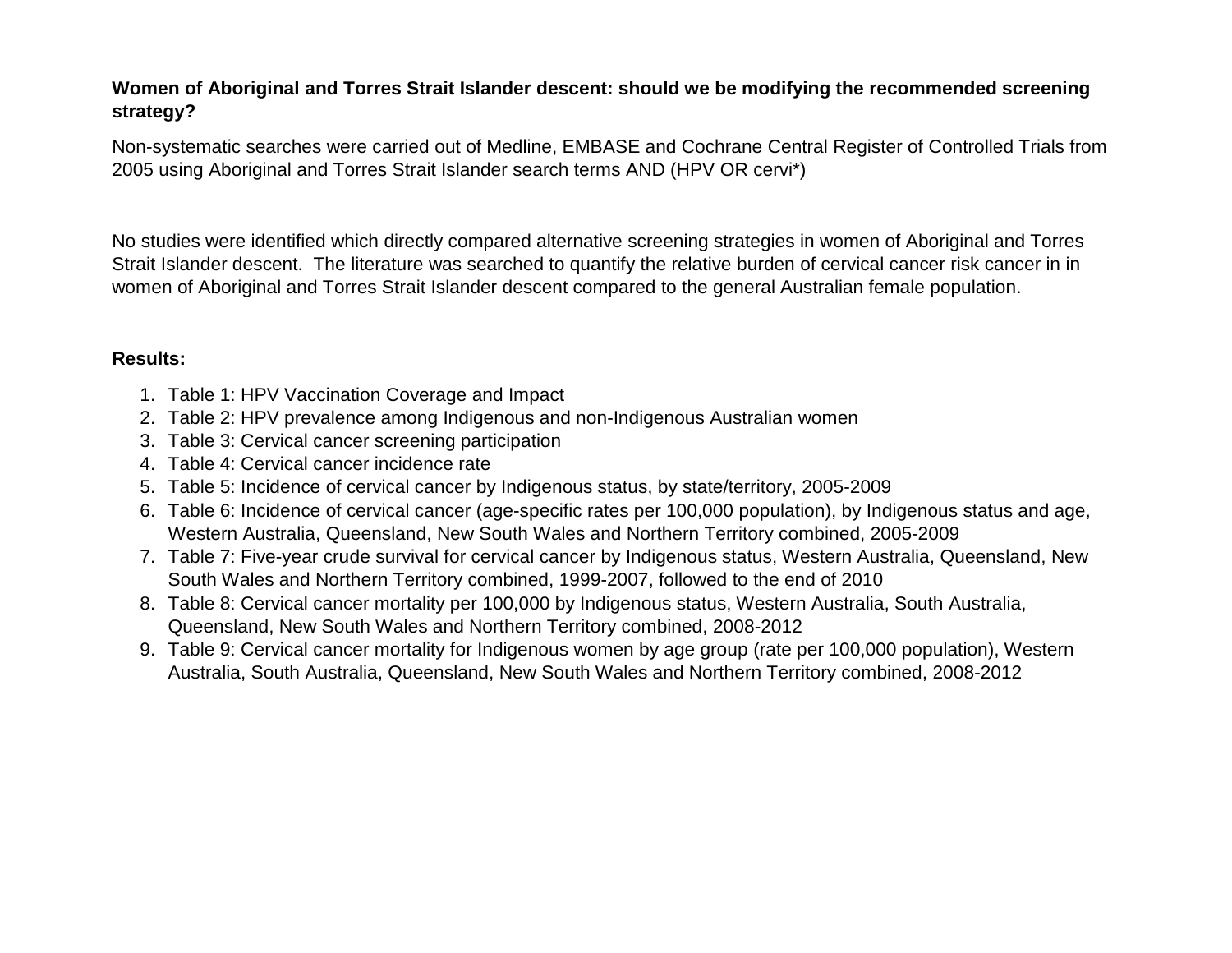**Women of Aboriginal and Torres Strait Islander descent: should we be modifying the recommended screening strategy?**

Non-systematic searches were carried out of Medline, EMBASE and Cochrane Central Register of Controlled Trials from 2005 using Aboriginal and Torres Strait Islander search terms AND (HPV OR cervi*)

No studies were identified which directly compared alternative screening strategies in women of Aboriginal and Torres Strait Islander descent. The literature was searched to quantify the relative burden of cervical cancer risk cancer in in women of Aboriginal and Torres Strait Islander descent compared to the general Australian female population.

**Results:**

1. Table 1: HPV Vaccination Coverage and Impact
2. Table 2: HPV prevalence among Indigenous and non-Indigenous Australian women
3. Table 3: Cervical cancer screening participation
4. Table 4: Cervical cancer incidence rate
5. Table 5: Incidence of cervical cancer by Indigenous status, by state/territory, 2005-2009
6. Table 6: Incidence of cervical cancer (age-specific rates per 100,000 population), by Indigenous status and age, Western Australia, Queensland, New South Wales and Northern Territory combined, 2005-2009
7. Table 7: Five-year crude survival for cervical cancer by Indigenous status, Western Australia, Queensland, New South Wales and Northern Territory combined, 1999-2007, followed to the end of 2010
8. Table 8: Cervical cancer mortality per 100,000 by Indigenous status, Western Australia, South Australia, Queensland, New South Wales and Northern Territory combined, 2008-2012
9. Table 9: Cervical cancer mortality for Indigenous women by age group (rate per 100,000 population), Western Australia, South Australia, Queensland, New South Wales and Northern Territory combined, 2008-2012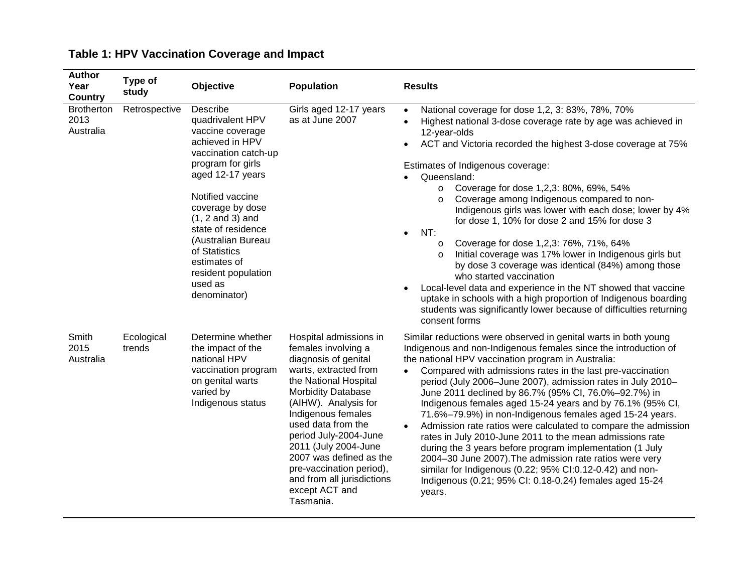## Table 1: HPV Vaccination Coverage and Impact

| Author Year Country | Type of study | Objective | Population | Results |
|---|---|---|---|---|
| Brotherton 2013 Australia | Retrospective | Describe quadrivalent HPV vaccine coverage achieved in HPV vaccination catch-up program for girls aged 12-17 years<br><br>Notified vaccine coverage by dose (1, 2 and 3) and state of residence (Australian Bureau of Statistics estimates of resident population used as denominator) | Girls aged 12-17 years as at June 2007 | • National coverage for dose 1,2, 3: 83%, 78%, 70%<br>• Highest national 3-dose coverage rate by age was achieved in 12-year-olds<br>• ACT and Victoria recorded the highest 3-dose coverage at 75%<br><br>Estimates of Indigenous coverage:<br>• Queensland:<br>  o Coverage for dose 1,2,3: 80%, 69%, 54%<br>  o Coverage among Indigenous compared to non-Indigenous girls was lower with each dose; lower by 4% for dose 1, 10% for dose 2 and 15% for dose 3<br>• NT:<br>  o Coverage for dose 1,2,3: 76%, 71%, 64%<br>  o Initial coverage was 17% lower in Indigenous girls but by dose 3 coverage was identical (84%) among those who started vaccination<br>• Local-level data and experience in the NT showed that vaccine uptake in schools with a high proportion of Indigenous boarding students was significantly lower because of difficulties returning consent forms |
| Smith 2015 Australia | Ecological trends | Determine whether the impact of the national HPV vaccination program on genital warts varied by Indigenous status | Hospital admissions in females involving a diagnosis of genital warts, extracted from the National Hospital Morbidity Database (AIHW). Analysis for Indigenous females used data from the period July-2004-June 2011 (July 2004-June 2007 was defined as the pre-vaccination period), and from all jurisdictions except ACT and Tasmania. | Similar reductions were observed in genital warts in both young Indigenous and non-Indigenous females since the introduction of the national HPV vaccination program in Australia:<br>• Compared with admissions rates in the last pre-vaccination period (July 2006–June 2007), admission rates in July 2010–June 2011 declined by 86.7% (95% CI, 76.0%–92.7%) in Indigenous females aged 15-24 years and by 76.1% (95% CI, 71.6%–79.9%) in non-Indigenous females aged 15-24 years.<br>• Admission rate ratios were calculated to compare the admission rates in July 2010-June 2011 to the mean admissions rate during the 3 years before program implementation (1 July 2004–30 June 2007).The admission rate ratios were very similar for Indigenous (0.22; 95% CI:0.12-0.42) and non-Indigenous (0.21; 95% CI: 0.18-0.24) females aged 15-24 years. |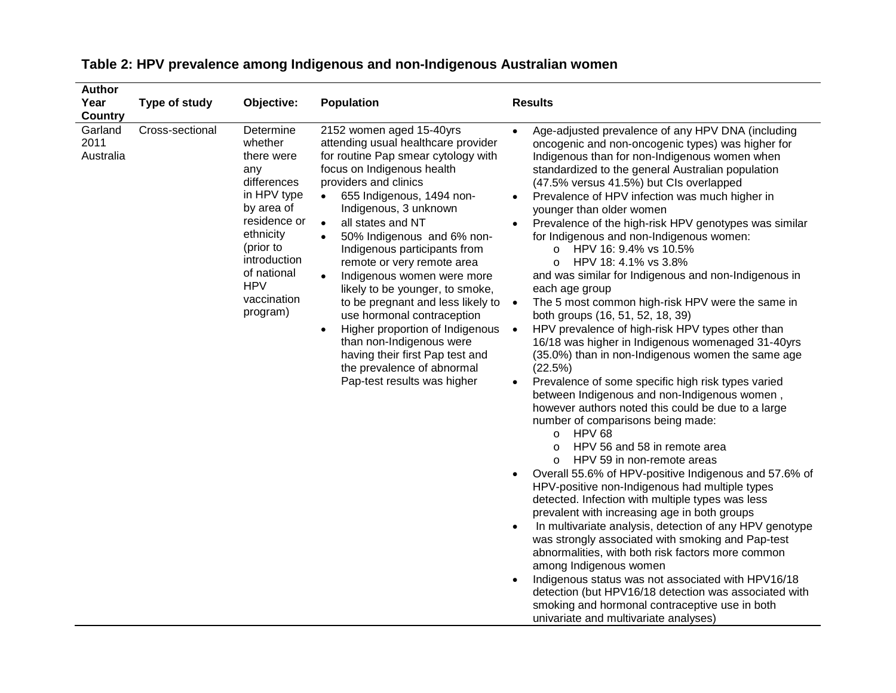## Table 2: HPV prevalence among Indigenous and non-Indigenous Australian women

| Author Year Country | Type of study | Objective: | Population | Results |
|---|---|---|---|---|
| Garland 2011 Australia | Cross-sectional | Determine whether there were any differences in HPV type by area of residence or ethnicity (prior to introduction of national HPV vaccination program) | 2152 women aged 15-40yrs attending usual healthcare provider for routine Pap smear cytology with focus on Indigenous health providers and clinics<br>• 655 Indigenous, 1494 non-Indigenous, 3 unknown<br>• all states and NT<br>• 50% Indigenous and 6% non-Indigenous participants from remote or very remote area<br>• Indigenous women were more likely to be younger, to smoke, to be pregnant and less likely to use hormonal contraception<br>• Higher proportion of Indigenous than non-Indigenous were having their first Pap test and the prevalence of abnormal Pap-test results was higher | • Age-adjusted prevalence of any HPV DNA (including oncogenic and non-oncogenic types) was higher for Indigenous than for non-Indigenous women when standardized to the general Australian population (47.5% versus 41.5%) but CIs overlapped<br>• Prevalence of HPV infection was much higher in younger than older women<br>• Prevalence of the high-risk HPV genotypes was similar for Indigenous and non-Indigenous women:<br>  o HPV 16: 9.4% vs 10.5%<br>  o HPV 18: 4.1% vs 3.8%<br>and was similar for Indigenous and non-Indigenous in each age group<br>• The 5 most common high-risk HPV were the same in both groups (16, 51, 52, 18, 39)<br>• HPV prevalence of high-risk HPV types other than 16/18 was higher in Indigenous womenaged 31-40yrs (35.0%) than in non-Indigenous women the same age (22.5%)<br>• Prevalence of some specific high risk types varied between Indigenous and non-Indigenous women , however authors noted this could be due to a large number of comparisons being made:<br>  o HPV 68<br>  o HPV 56 and 58 in remote area<br>  o HPV 59 in non-remote areas<br>• Overall 55.6% of HPV-positive Indigenous and 57.6% of HPV-positive non-Indigenous had multiple types detected. Infection with multiple types was less prevalent with increasing age in both groups<br>• In multivariate analysis, detection of any HPV genotype was strongly associated with smoking and Pap-test abnormalities, with both risk factors more common among Indigenous women<br>• Indigenous status was not associated with HPV16/18 detection (but HPV16/18 detection was associated with smoking and hormonal contraceptive use in both univariate and multivariate analyses) |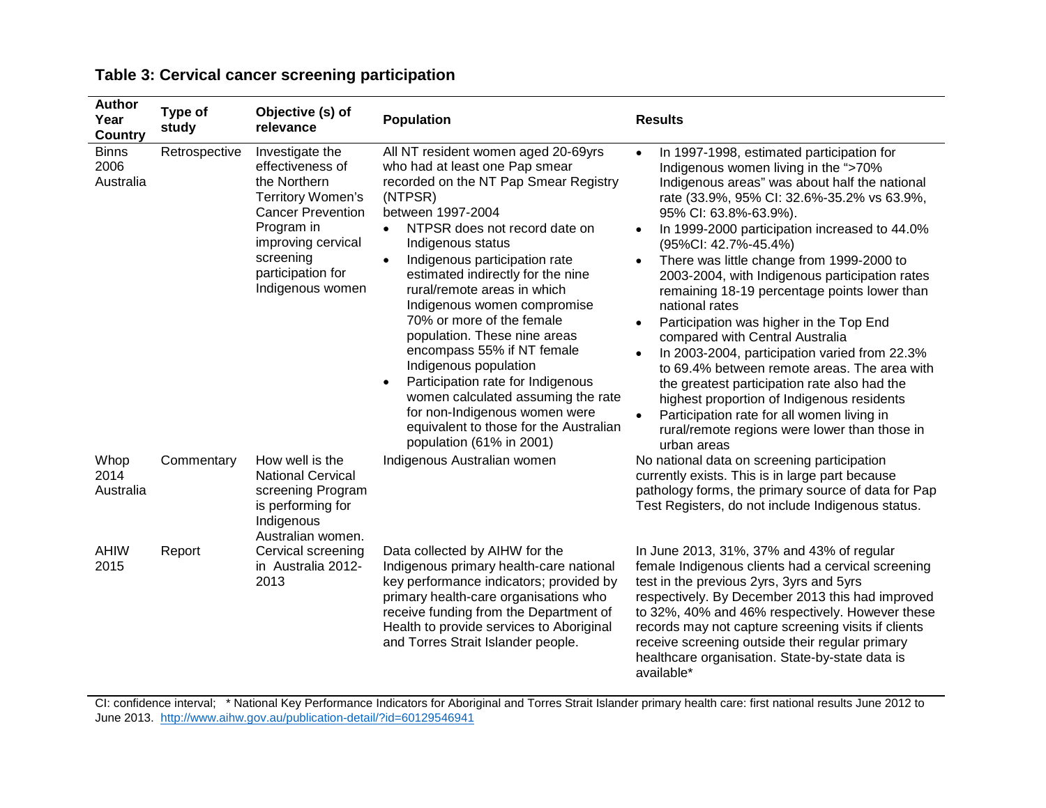## Table 3: Cervical cancer screening participation

| Author Year Country | Type of study | Objective (s) of relevance | Population | Results |
|---|---|---|---|---|
| Binns 2006 Australia | Retrospective | Investigate the effectiveness of the Northern Territory Women's Cancer Prevention Program in improving cervical screening participation for Indigenous women | All NT resident women aged 20-69yrs who had at least one Pap smear recorded on the NT Pap Smear Registry (NTPSR) between 1997-2004 <br>• NTPSR does not record date on Indigenous status <br>• Indigenous participation rate estimated indirectly for the nine rural/remote areas in which Indigenous women compromise 70% or more of the female population. These nine areas encompass 55% if NT female Indigenous population <br>• Participation rate for Indigenous women calculated assuming the rate for non-Indigenous women were equivalent to those for the Australian population (61% in 2001) | • In 1997-1998, estimated participation for Indigenous women living in the ">70% Indigenous areas" was about half the national rate (33.9%, 95% CI: 32.6%-35.2% vs 63.9%, 95% CI: 63.8%-63.9%). <br>• In 1999-2000 participation increased to 44.0% (95%CI: 42.7%-45.4%) <br>• There was little change from 1999-2000 to 2003-2004, with Indigenous participation rates remaining 18-19 percentage points lower than national rates <br>• Participation was higher in the Top End compared with Central Australia <br>• In 2003-2004, participation varied from 22.3% to 69.4% between remote areas. The area with the greatest participation rate also had the highest proportion of Indigenous residents <br>• Participation rate for all women living in rural/remote regions were lower than those in urban areas |
| Whop 2014 Australia | Commentary | How well is the National Cervical screening Program is performing for Indigenous Australian women. | Indigenous Australian women | No national data on screening participation currently exists. This is in large part because pathology forms, the primary source of data for Pap Test Registers, do not include Indigenous status. |
| AHIW 2015 | Report | Cervical screening in Australia 2012-2013 | Data collected by AIHW for the Indigenous primary health-care national key performance indicators; provided by primary health-care organisations who receive funding from the Department of Health to provide services to Aboriginal and Torres Strait Islander people. | In June 2013, 31%, 37% and 43% of regular female Indigenous clients had a cervical screening test in the previous 2yrs, 3yrs and 5yrs respectively. By December 2013 this had improved to 32%, 40% and 46% respectively. However these records may not capture screening visits if clients receive screening outside their regular primary healthcare organisation. State-by-state data is available* |

CI: confidence interval; * National Key Performance Indicators for Aboriginal and Torres Strait Islander primary health care: first national results June 2012 to June 2013. http://www.aihw.gov.au/publication-detail/?id=60129546941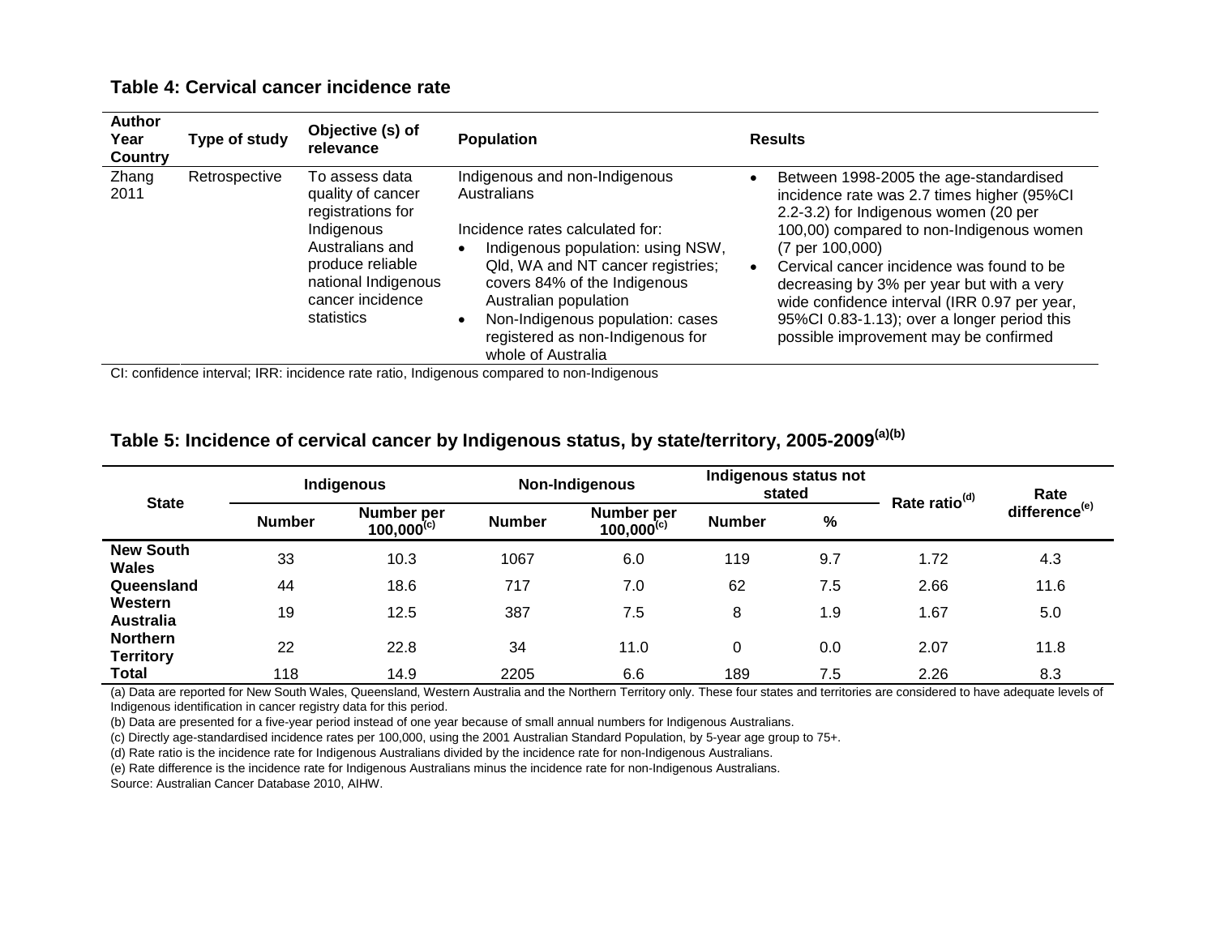### Table 4: Cervical cancer incidence rate

| Author Year Country | Type of study | Objective (s) of relevance | Population | Results |
|---|---|---|---|---|
| Zhang 2011 | Retrospective | To assess data quality of cancer registrations for Indigenous Australians and produce reliable national Indigenous cancer incidence statistics | Indigenous and non-Indigenous Australians<br><br>Incidence rates calculated for:<br>• Indigenous population: using NSW, Qld, WA and NT cancer registries; covers 84% of the Indigenous Australian population<br>• Non-Indigenous population: cases registered as non-Indigenous for whole of Australia | • Between 1998-2005 the age-standardised incidence rate was 2.7 times higher (95%CI 2.2-3.2) for Indigenous women (20 per 100,00) compared to non-Indigenous women (7 per 100,000)<br>• Cervical cancer incidence was found to be decreasing by 3% per year but with a very wide confidence interval (IRR 0.97 per year, 95%CI 0.83-1.13); over a longer period this possible improvement may be confirmed |

CI: confidence interval; IRR: incidence rate ratio, Indigenous compared to non-Indigenous

### Table 5: Incidence of cervical cancer by Indigenous status, by state/territory, 2005-2009[(a)(b)]

| State | Indigenous | | Non-Indigenous | | Indigenous status not stated | | Rate ratio[(d)] | Rate difference[(e)] |
|---|---|---|---|---|---|---|---|---|
| | Number | Number per 100,000[(c)] | Number | Number per 100,000[(c)] | Number | % | | |
| **New South Wales** | 33 | 10.3 | 1067 | 6.0 | 119 | 9.7 | 1.72 | 4.3 |
| **Queensland** | 44 | 18.6 | 717 | 7.0 | 62 | 7.5 | 2.66 | 11.6 |
| **Western Australia** | 19 | 12.5 | 387 | 7.5 | 8 | 1.9 | 1.67 | 5.0 |
| **Northern Territory** | 22 | 22.8 | 34 | 11.0 | 0 | 0.0 | 2.07 | 11.8 |
| **Total** | 118 | 14.9 | 2205 | 6.6 | 189 | 7.5 | 2.26 | 8.3 |

(a) Data are reported for New South Wales, Queensland, Western Australia and the Northern Territory only. These four states and territories are considered to have adequate levels of Indigenous identification in cancer registry data for this period.

(b) Data are presented for a five-year period instead of one year because of small annual numbers for Indigenous Australians.

(c) Directly age-standardised incidence rates per 100,000, using the 2001 Australian Standard Population, by 5-year age group to 75+.

(d) Rate ratio is the incidence rate for Indigenous Australians divided by the incidence rate for non-Indigenous Australians.

(e) Rate difference is the incidence rate for Indigenous Australians minus the incidence rate for non-Indigenous Australians.

Source: Australian Cancer Database 2010, AIHW.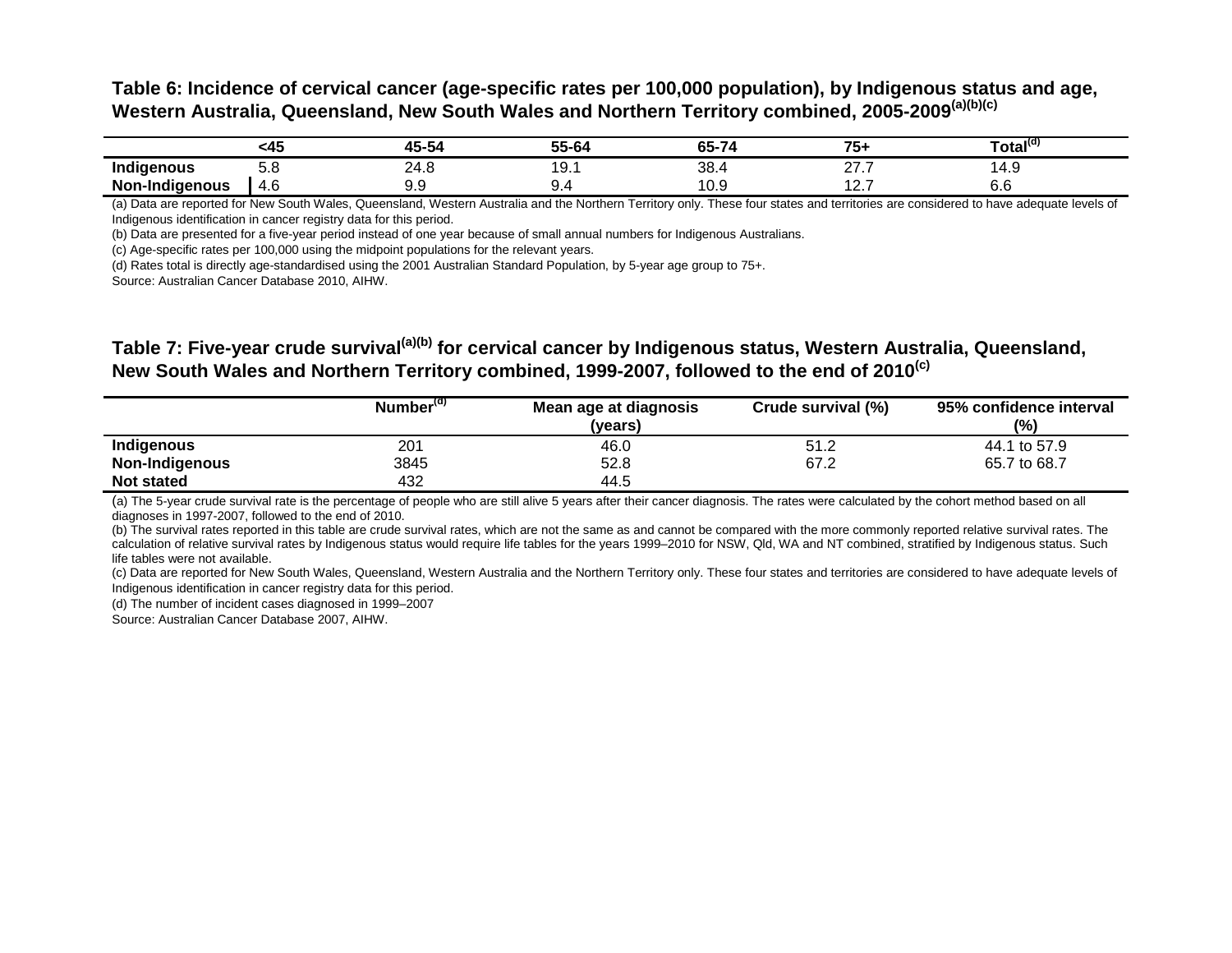**Table 6: Incidence of cervical cancer (age-specific rates per 100,000 population), by Indigenous status and age, Western Australia, Queensland, New South Wales and Northern Territory combined, 2005-2009[(a)(b)(c)]**

| | <45 | 45-54 | 55-64 | 65-74 | 75+ | Total[(d)] |
|---|---|---|---|---|---|---|
| **Indigenous** | 5.8 | 24.8 | 19.1 | 38.4 | 27.7 | 14.9 |
| **Non-Indigenous** | 4.6 | 9.9 | 9.4 | 10.9 | 12.7 | 6.6 |

(a) Data are reported for New South Wales, Queensland, Western Australia and the Northern Territory only. These four states and territories are considered to have adequate levels of Indigenous identification in cancer registry data for this period.

(b) Data are presented for a five-year period instead of one year because of small annual numbers for Indigenous Australians.

(c) Age-specific rates per 100,000 using the midpoint populations for the relevant years.

(d) Rates total is directly age-standardised using the 2001 Australian Standard Population, by 5-year age group to 75+.

Source: Australian Cancer Database 2010, AIHW.

**Table 7: Five-year crude survival[(a)(b)] for cervical cancer by Indigenous status, Western Australia, Queensland, New South Wales and Northern Territory combined, 1999-2007, followed to the end of 2010[(c)]**

| | Number[(d)] | Mean age at diagnosis (years) | Crude survival (%) | 95% confidence interval (%) |
|---|---|---|---|---|
| **Indigenous** | 201 | 46.0 | 51.2 | 44.1 to 57.9 |
| **Non-Indigenous** | 3845 | 52.8 | 67.2 | 65.7 to 68.7 |
| **Not stated** | 432 | 44.5 | | |

(a) The 5-year crude survival rate is the percentage of people who are still alive 5 years after their cancer diagnosis. The rates were calculated by the cohort method based on all diagnoses in 1997-2007, followed to the end of 2010.

(b) The survival rates reported in this table are crude survival rates, which are not the same as and cannot be compared with the more commonly reported relative survival rates. The calculation of relative survival rates by Indigenous status would require life tables for the years 1999–2010 for NSW, Qld, WA and NT combined, stratified by Indigenous status. Such life tables were not available.

(c) Data are reported for New South Wales, Queensland, Western Australia and the Northern Territory only. These four states and territories are considered to have adequate levels of Indigenous identification in cancer registry data for this period.

(d) The number of incident cases diagnosed in 1999–2007

Source: Australian Cancer Database 2007, AIHW.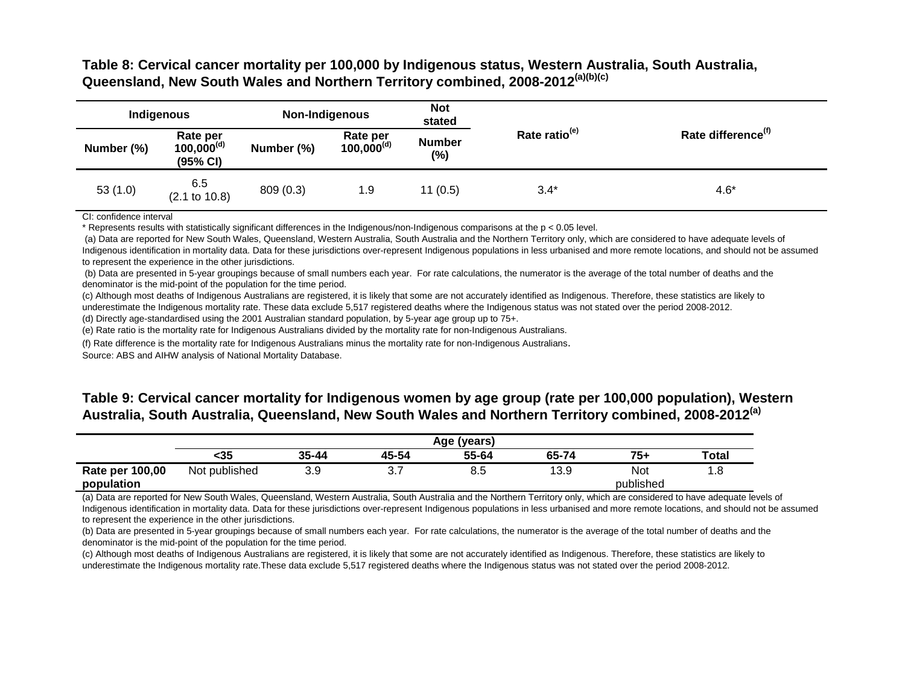### Table 8: Cervical cancer mortality per 100,000 by Indigenous status, Western Australia, South Australia, Queensland, New South Wales and Northern Territory combined, 2008-2012[(a)(b)(c)]

| Indigenous | | Non-Indigenous | | Not stated | Rate ratio[(e)] | Rate difference[(f)] |
|---|---|---|---|---|---|---|
| Number (%) | Rate per 100,000[(d)] (95% CI) | Number (%) | Rate per 100,000[(d)] | Number (%) | | |
| 53 (1.0) | 6.5 (2.1 to 10.8) | 809 (0.3) | 1.9 | 11 (0.5) | 3.4* | 4.6* |

CI: confidence interval

* Represents results with statistically significant differences in the Indigenous/non-Indigenous comparisons at the p < 0.05 level.

(a) Data are reported for New South Wales, Queensland, Western Australia, South Australia and the Northern Territory only, which are considered to have adequate levels of Indigenous identification in mortality data. Data for these jurisdictions over-represent Indigenous populations in less urbanised and more remote locations, and should not be assumed to represent the experience in the other jurisdictions.

(b) Data are presented in 5-year groupings because of small numbers each year. For rate calculations, the numerator is the average of the total number of deaths and the denominator is the mid-point of the population for the time period.

(c) Although most deaths of Indigenous Australians are registered, it is likely that some are not accurately identified as Indigenous. Therefore, these statistics are likely to underestimate the Indigenous mortality rate. These data exclude 5,517 registered deaths where the Indigenous status was not stated over the period 2008-2012.

(d) Directly age-standardised using the 2001 Australian standard population, by 5-year age group up to 75+.

(e) Rate ratio is the mortality rate for Indigenous Australians divided by the mortality rate for non-Indigenous Australians.

(f) Rate difference is the mortality rate for Indigenous Australians minus the mortality rate for non-Indigenous Australians.

Source: ABS and AIHW analysis of National Mortality Database.

### Table 9: Cervical cancer mortality for Indigenous women by age group (rate per 100,000 population), Western Australia, South Australia, Queensland, New South Wales and Northern Territory combined, 2008-2012[(a)]

| | Age (years) | | | | | | |
|---|---|---|---|---|---|---|---|
| | <35 | 35-44 | 45-54 | 55-64 | 65-74 | 75+ | Total |
| **Rate per 100,00 population** | Not published | 3.9 | 3.7 | 8.5 | 13.9 | Not published | 1.8 |

(a) Data are reported for New South Wales, Queensland, Western Australia, South Australia and the Northern Territory only, which are considered to have adequate levels of Indigenous identification in mortality data. Data for these jurisdictions over-represent Indigenous populations in less urbanised and more remote locations, and should not be assumed to represent the experience in the other jurisdictions.

(b) Data are presented in 5-year groupings because of small numbers each year. For rate calculations, the numerator is the average of the total number of deaths and the denominator is the mid-point of the population for the time period.

(c) Although most deaths of Indigenous Australians are registered, it is likely that some are not accurately identified as Indigenous. Therefore, these statistics are likely to underestimate the Indigenous mortality rate.These data exclude 5,517 registered deaths where the Indigenous status was not stated over the period 2008-2012.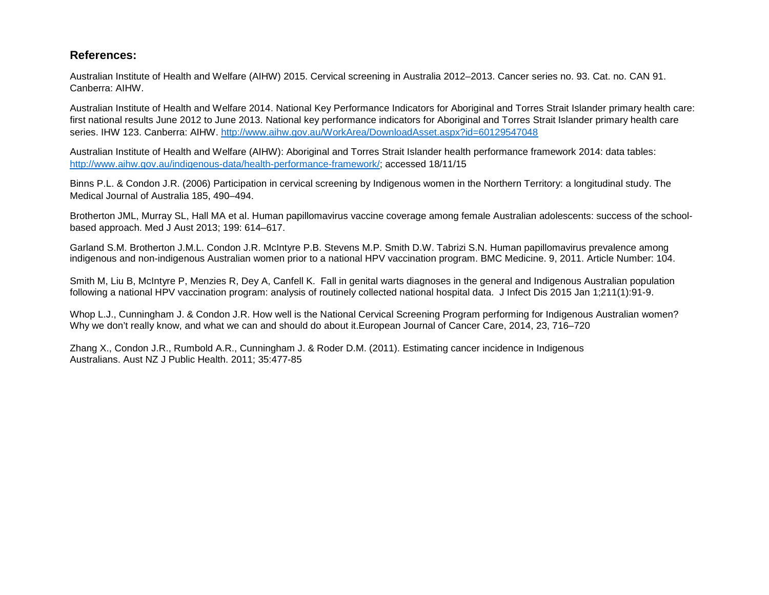## References:

Australian Institute of Health and Welfare (AIHW) 2015. Cervical screening in Australia 2012–2013. Cancer series no. 93. Cat. no. CAN 91. Canberra: AIHW.

Australian Institute of Health and Welfare 2014. National Key Performance Indicators for Aboriginal and Torres Strait Islander primary health care: first national results June 2012 to June 2013. National key performance indicators for Aboriginal and Torres Strait Islander primary health care series. IHW 123. Canberra: AIHW. http://www.aihw.gov.au/WorkArea/DownloadAsset.aspx?id=60129547048

Australian Institute of Health and Welfare (AIHW): Aboriginal and Torres Strait Islander health performance framework 2014: data tables: http://www.aihw.gov.au/indigenous-data/health-performance-framework/; accessed 18/11/15

Binns P.L. & Condon J.R. (2006) Participation in cervical screening by Indigenous women in the Northern Territory: a longitudinal study. The Medical Journal of Australia 185, 490–494.

Brotherton JML, Murray SL, Hall MA et al. Human papillomavirus vaccine coverage among female Australian adolescents: success of the school-based approach. Med J Aust 2013; 199: 614–617.

Garland S.M. Brotherton J.M.L. Condon J.R. McIntyre P.B. Stevens M.P. Smith D.W. Tabrizi S.N. Human papillomavirus prevalence among indigenous and non-indigenous Australian women prior to a national HPV vaccination program. BMC Medicine. 9, 2011. Article Number: 104.

Smith M, Liu B, McIntyre P, Menzies R, Dey A, Canfell K. Fall in genital warts diagnoses in the general and Indigenous Australian population following a national HPV vaccination program: analysis of routinely collected national hospital data. J Infect Dis 2015 Jan 1;211(1):91-9.

Whop L.J., Cunningham J. & Condon J.R. How well is the National Cervical Screening Program performing for Indigenous Australian women? Why we don't really know, and what we can and should do about it.European Journal of Cancer Care, 2014, 23, 716–720

Zhang X., Condon J.R., Rumbold A.R., Cunningham J. & Roder D.M. (2011). Estimating cancer incidence in Indigenous Australians. Aust NZ J Public Health. 2011; 35:477-85